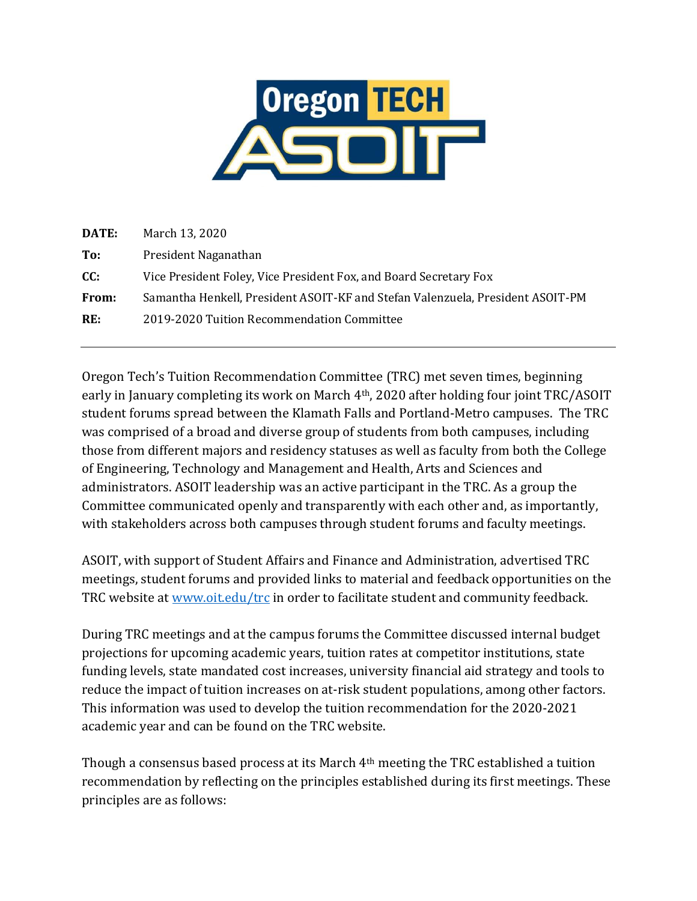Oregon TECH ASOIT

| | |
|---|---|
| **DATE:** | March 13, 2020 |
| **To:** | President Naganathan |
| **CC:** | Vice President Foley, Vice President Fox, and Board Secretary Fox |
| **From:** | Samantha Henkell, President ASOIT-KF and Stefan Valenzuela, President ASOIT-PM |
| **RE:** | 2019-2020 Tuition Recommendation Committee |

---

Oregon Tech's Tuition Recommendation Committee (TRC) met seven times, beginning early in January completing its work on March 4th, 2020 after holding four joint TRC/ASOIT student forums spread between the Klamath Falls and Portland-Metro campuses. The TRC was comprised of a broad and diverse group of students from both campuses, including those from different majors and residency statuses as well as faculty from both the College of Engineering, Technology and Management and Health, Arts and Sciences and administrators. ASOIT leadership was an active participant in the TRC. As a group the Committee communicated openly and transparently with each other and, as importantly, with stakeholders across both campuses through student forums and faculty meetings.

ASOIT, with support of Student Affairs and Finance and Administration, advertised TRC meetings, student forums and provided links to material and feedback opportunities on the TRC website at [www.oit.edu/trc](http://www.oit.edu/trc) in order to facilitate student and community feedback.

During TRC meetings and at the campus forums the Committee discussed internal budget projections for upcoming academic years, tuition rates at competitor institutions, state funding levels, state mandated cost increases, university financial aid strategy and tools to reduce the impact of tuition increases on at-risk student populations, among other factors. This information was used to develop the tuition recommendation for the 2020-2021 academic year and can be found on the TRC website.

Though a consensus based process at its March 4th meeting the TRC established a tuition recommendation by reflecting on the principles established during its first meetings. These principles are as follows: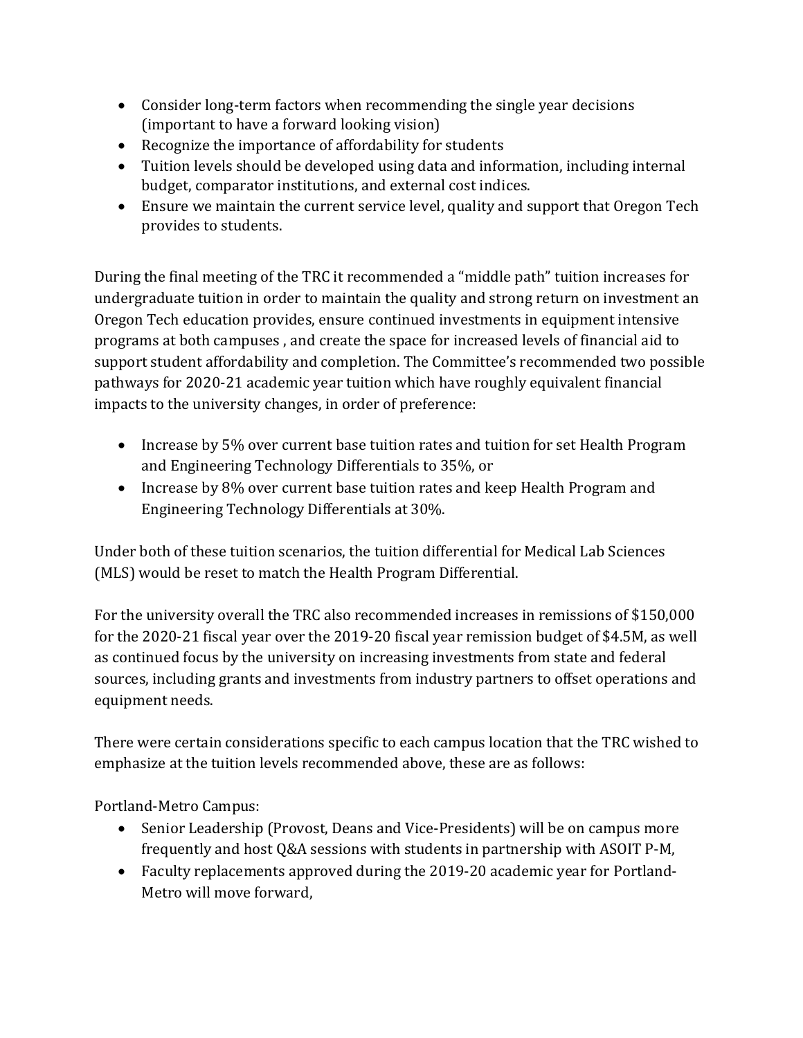- Consider long-term factors when recommending the single year decisions (important to have a forward looking vision)
- Recognize the importance of affordability for students
- Tuition levels should be developed using data and information, including internal budget, comparator institutions, and external cost indices.
- Ensure we maintain the current service level, quality and support that Oregon Tech provides to students.

During the final meeting of the TRC it recommended a "middle path" tuition increases for undergraduate tuition in order to maintain the quality and strong return on investment an Oregon Tech education provides, ensure continued investments in equipment intensive programs at both campuses , and create the space for increased levels of financial aid to support student affordability and completion. The Committee's recommended two possible pathways for 2020-21 academic year tuition which have roughly equivalent financial impacts to the university changes, in order of preference:

- Increase by 5% over current base tuition rates and tuition for set Health Program and Engineering Technology Differentials to 35%, or
- Increase by 8% over current base tuition rates and keep Health Program and Engineering Technology Differentials at 30%.

Under both of these tuition scenarios, the tuition differential for Medical Lab Sciences (MLS) would be reset to match the Health Program Differential.

For the university overall the TRC also recommended increases in remissions of $150,000 for the 2020-21 fiscal year over the 2019-20 fiscal year remission budget of $4.5M, as well as continued focus by the university on increasing investments from state and federal sources, including grants and investments from industry partners to offset operations and equipment needs.

There were certain considerations specific to each campus location that the TRC wished to emphasize at the tuition levels recommended above, these are as follows:

Portland-Metro Campus:

- Senior Leadership (Provost, Deans and Vice-Presidents) will be on campus more frequently and host Q&A sessions with students in partnership with ASOIT P-M,
- Faculty replacements approved during the 2019-20 academic year for Portland-Metro will move forward,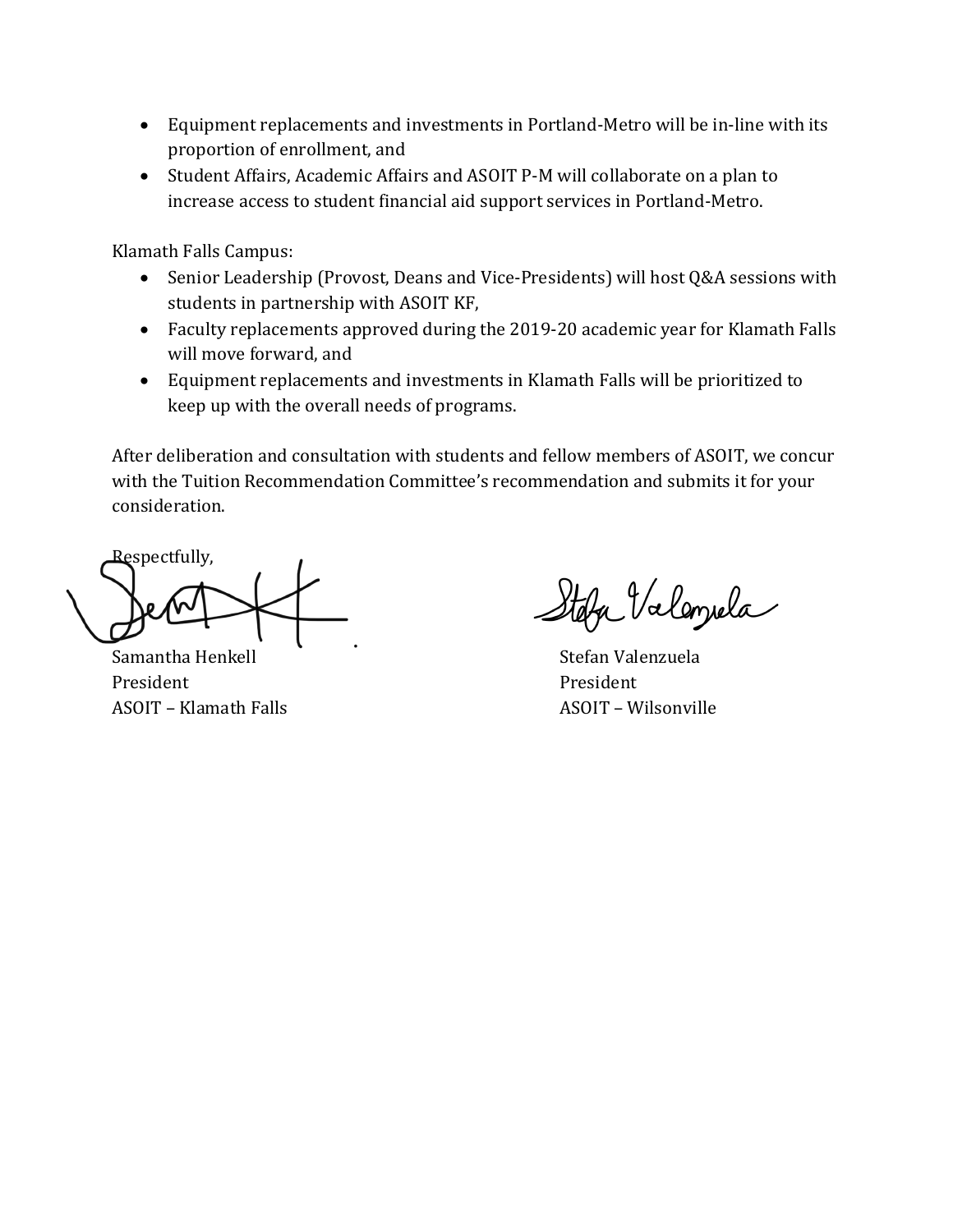- Equipment replacements and investments in Portland-Metro will be in-line with its proportion of enrollment, and
- Student Affairs, Academic Affairs and ASOIT P-M will collaborate on a plan to increase access to student financial aid support services in Portland-Metro.

Klamath Falls Campus:

- Senior Leadership (Provost, Deans and Vice-Presidents) will host Q&A sessions with students in partnership with ASOIT KF,
- Faculty replacements approved during the 2019-20 academic year for Klamath Falls will move forward, and
- Equipment replacements and investments in Klamath Falls will be prioritized to keep up with the overall needs of programs.

After deliberation and consultation with students and fellow members of ASOIT, we concur with the Tuition Recommendation Committee's recommendation and submits it for your consideration.

Respectfully,

Samantha Henkell
President
ASOIT – Klamath Falls

Stefan Valenzuela
President
ASOIT – Wilsonville